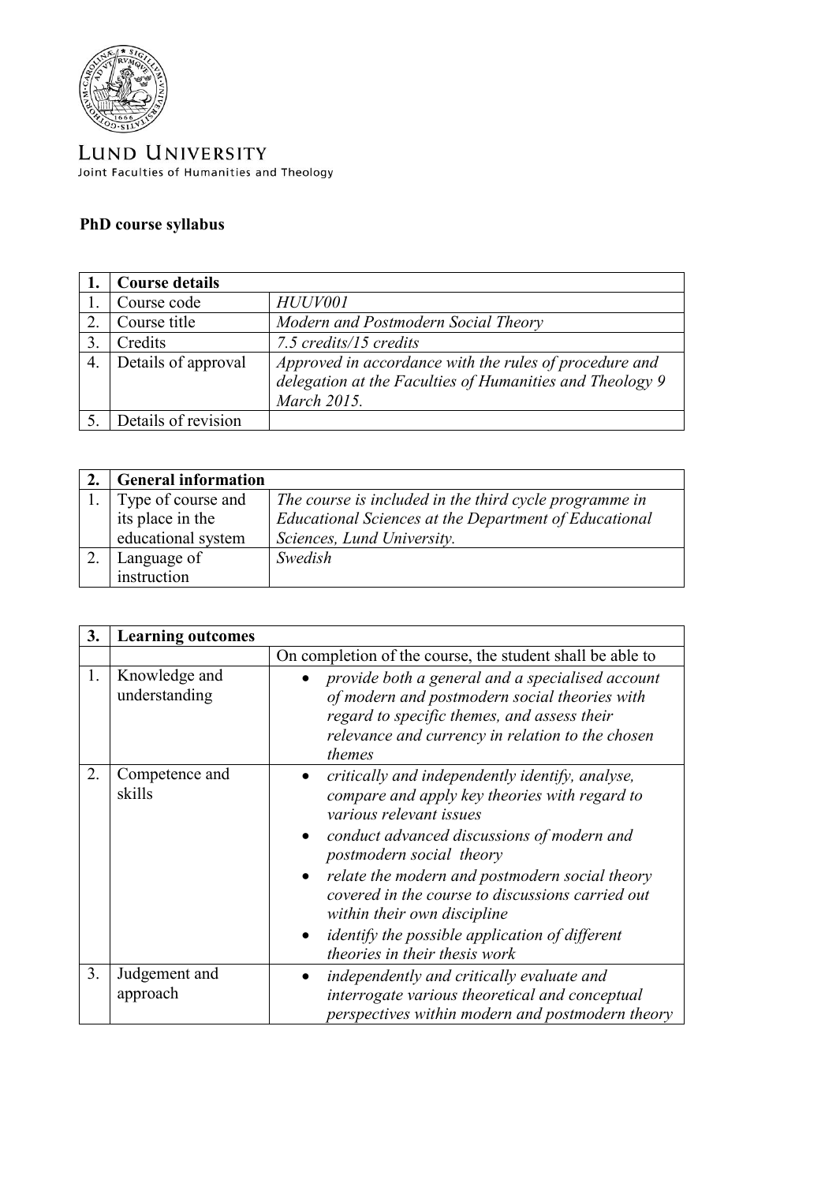LUND UNIVERSITY

Joint Faculties of Humanities and Theology

**PhD course syllabus**

| 1. | **Course details** | |
|---|---|---|
| 1. | Course code | *HUUV001* |
| 2. | Course title | *Modern and Postmodern Social Theory* |
| 3. | Credits | *7.5 credits/15 credits* |
| 4. | Details of approval | *Approved in accordance with the rules of procedure and delegation at the Faculties of Humanities and Theology 9 March 2015.* |
| 5. | Details of revision | |

| 2. | **General information** | |
|---|---|---|
| 1. | Type of course and its place in the educational system | *The course is included in the third cycle programme in Educational Sciences at the Department of Educational Sciences, Lund University.* |
| 2. | Language of instruction | *Swedish* |

| 3. | **Learning outcomes** | |
|---|---|---|
| | | On completion of the course, the student shall be able to |
| 1. | Knowledge and understanding | • *provide both a general and a specialised account of modern and postmodern social theories with regard to specific themes, and assess their relevance and currency in relation to the chosen themes* |
| 2. | Competence and skills | • *critically and independently identify, analyse, compare and apply key theories with regard to various relevant issues* <br> • *conduct advanced discussions of modern and postmodern social theory* <br> • *relate the modern and postmodern social theory covered in the course to discussions carried out within their own discipline* <br> • *identify the possible application of different theories in their thesis work* |
| 3. | Judgement and approach | • *independently and critically evaluate and interrogate various theoretical and conceptual perspectives within modern and postmodern theory* |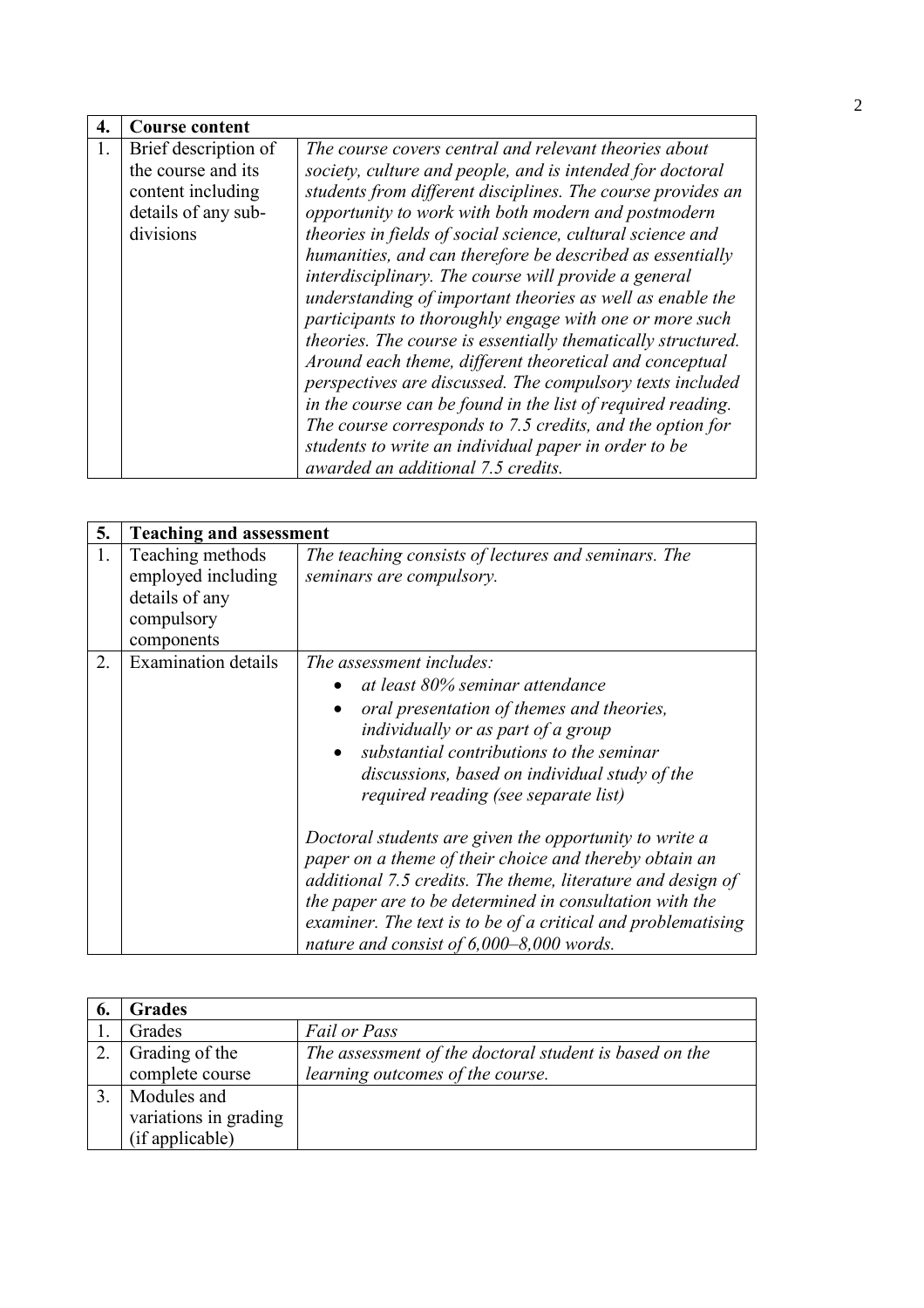| 4. | Course content | |
|---|---|---|
| 1. | Brief description of the course and its content including details of any sub-divisions | *The course covers central and relevant theories about society, culture and people, and is intended for doctoral students from different disciplines. The course provides an opportunity to work with both modern and postmodern theories in fields of social science, cultural science and humanities, and can therefore be described as essentially interdisciplinary. The course will provide a general understanding of important theories as well as enable the participants to thoroughly engage with one or more such theories. The course is essentially thematically structured. Around each theme, different theoretical and conceptual perspectives are discussed. The compulsory texts included in the course can be found in the list of required reading. The course corresponds to 7.5 credits, and the option for students to write an individual paper in order to be awarded an additional 7.5 credits.* |

| 5. | Teaching and assessment | |
|---|---|---|
| 1. | Teaching methods employed including details of any compulsory components | *The teaching consists of lectures and seminars. The seminars are compulsory.* |
| 2. | Examination details | *The assessment includes:*<br>• *at least 80% seminar attendance*<br>• *oral presentation of themes and theories, individually or as part of a group*<br>• *substantial contributions to the seminar discussions, based on individual study of the required reading (see separate list)*<br><br>*Doctoral students are given the opportunity to write a paper on a theme of their choice and thereby obtain an additional 7.5 credits. The theme, literature and design of the paper are to be determined in consultation with the examiner. The text is to be of a critical and problematising nature and consist of 6,000–8,000 words.* |

| 6. | Grades | |
|---|---|---|
| 1. | Grades | *Fail or Pass* |
| 2. | Grading of the complete course | *The assessment of the doctoral student is based on the learning outcomes of the course.* |
| 3. | Modules and variations in grading (if applicable) | |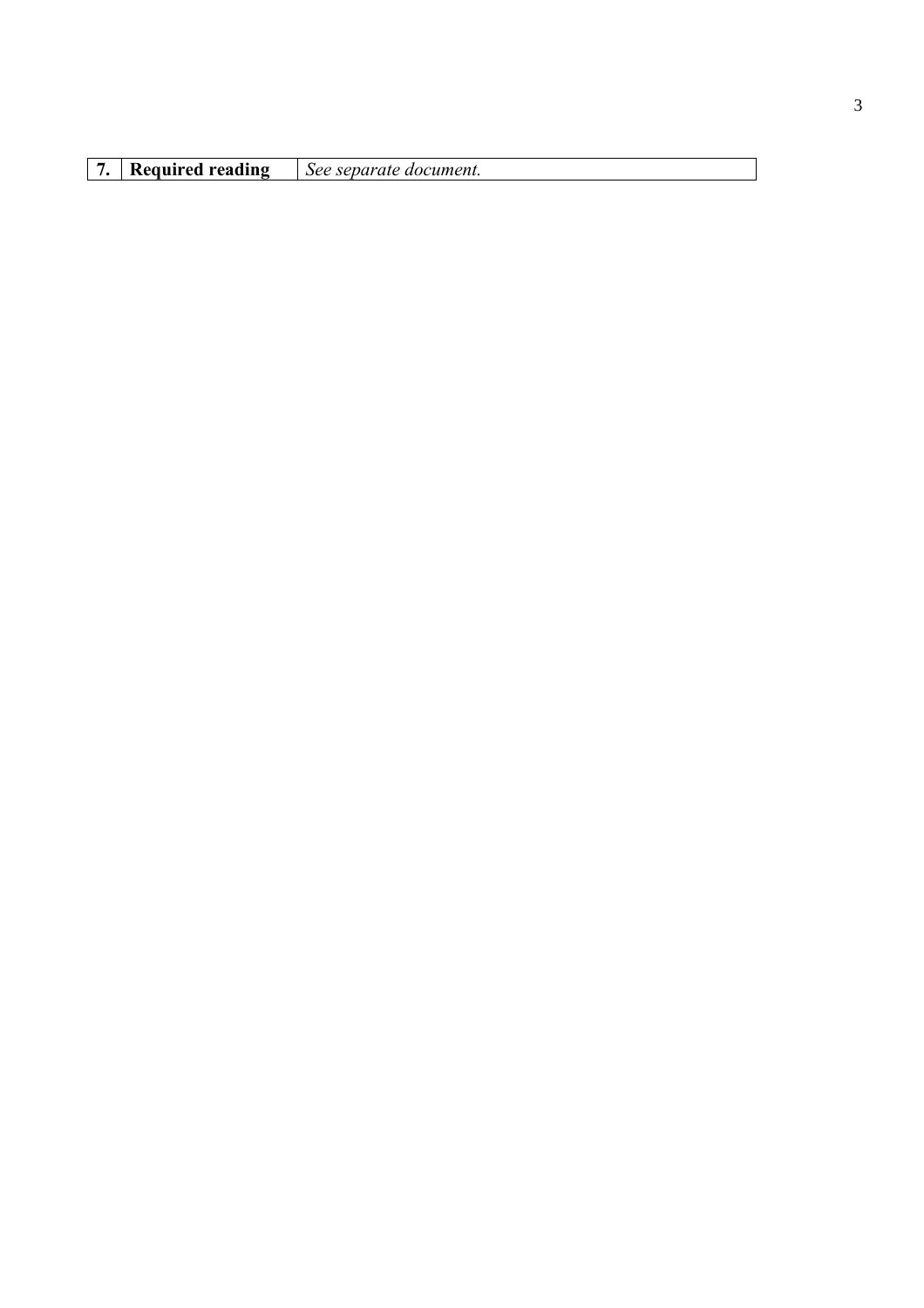| | | |
|---|---|---|
| 7. | **Required reading** | *See separate document.* |